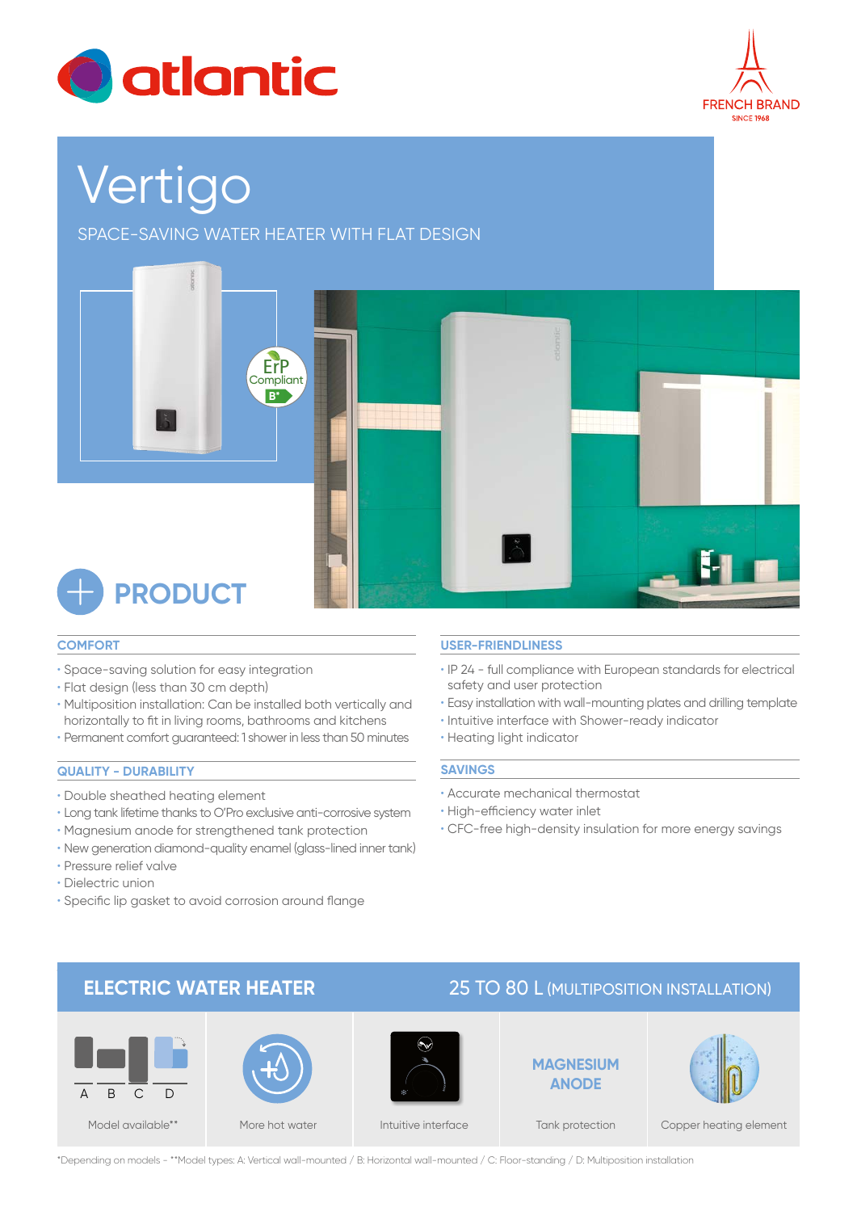atlantic

FRENCH BRAND
SINCE 1968

# Vertigo

SPACE-SAVING WATER HEATER WITH FLAT DESIGN

ErP Compliant B*

## PRODUCT

### COMFORT

- Space-saving solution for easy integration
- Flat design (less than 30 cm depth)
- Multiposition installation: Can be installed both vertically and horizontally to fit in living rooms, bathrooms and kitchens
- Permanent comfort guaranteed: 1 shower in less than 50 minutes

### QUALITY - DURABILITY

- Double sheathed heating element
- Long tank lifetime thanks to O'Pro exclusive anti-corrosive system
- Magnesium anode for strengthened tank protection
- New generation diamond-quality enamel (glass-lined inner tank)
- Pressure relief valve
- Dielectric union
- Specific lip gasket to avoid corrosion around flange

### USER-FRIENDLINESS

- IP 24 - full compliance with European standards for electrical safety and user protection
- Easy installation with wall-mounting plates and drilling template
- Intuitive interface with Shower-ready indicator
- Heating light indicator

### SAVINGS

- Accurate mechanical thermostat
- High-efficiency water inlet
- CFC-free high-density insulation for more energy savings

## ELECTRIC WATER HEATER — 25 TO 80 L (MULTIPOSITION INSTALLATION)

| A B C D | | | MAGNESIUM ANODE | |
|---|---|---|---|---|
| Model available** | More hot water | Intuitive interface | Tank protection | Copper heating element |

*Depending on models - **Model types: A: Vertical wall-mounted / B: Horizontal wall-mounted / C: Floor-standing / D: Multiposition installation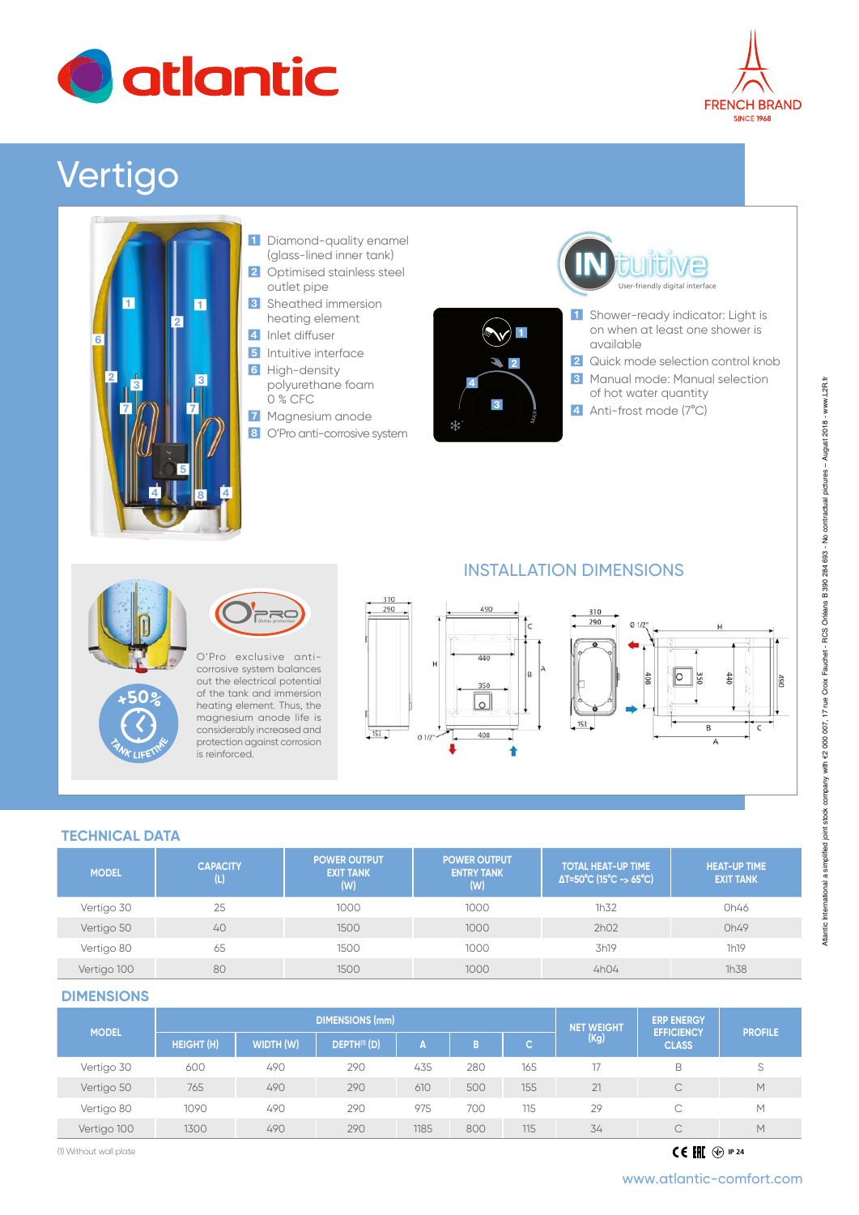# Vertigo

1. Diamond-quality enamel (glass-lined inner tank)
2. Optimised stainless steel outlet pipe
3. Sheathed immersion heating element
4. Inlet diffuser
5. Intuitive interface
6. High-density polyurethane foam 0 % CFC
7. Magnesium anode
8. O'Pro anti-corrosive system

INtuitive — User-friendly digital interface

1. Shower-ready indicator: Light is on when at least one shower is available
2. Quick mode selection control knob
3. Manual mode: Manual selection of hot water quantity
4. Anti-frost mode (7°C)

+50% TANK LIFETIME

O'Pro exclusive anti-corrosive system balances out the electrical potential of the tank and immersion heating element. Thus, the magnesium anode life is considerably increased and protection against corrosion is reinforced.

## INSTALLATION DIMENSIONS

310
290
490
440
350
408
153
Ø 1/2"
H
C
B
A
408
330
440
450

## TECHNICAL DATA

| MODEL | CAPACITY (L) | POWER OUTPUT EXIT TANK (W) | POWER OUTPUT ENTRY TANK (W) | TOTAL HEAT-UP TIME ΔT=50°C (15°C -> 65°C) | HEAT-UP TIME EXIT TANK |
|---|---|---|---|---|---|
| Vertigo 30 | 25 | 1000 | 1000 | 1h32 | 0h46 |
| Vertigo 50 | 40 | 1500 | 1000 | 2h02 | 0h49 |
| Vertigo 80 | 65 | 1500 | 1000 | 3h19 | 1h19 |
| Vertigo 100 | 80 | 1500 | 1000 | 4h04 | 1h38 |

## DIMENSIONS

| MODEL | DIMENSIONS (mm) | | | | | | NET WEIGHT (Kg) | ERP ENERGY EFFICIENCY CLASS | PROFILE |
|---|---|---|---|---|---|---|---|---|---|
| | HEIGHT (H) | WIDTH (W) | DEPTH[1] (D) | A | B | C | | | |
| Vertigo 30 | 600 | 490 | 290 | 435 | 280 | 165 | 17 | B | S |
| Vertigo 50 | 765 | 490 | 290 | 610 | 500 | 155 | 21 | C | M |
| Vertigo 80 | 1090 | 490 | 290 | 975 | 700 | 115 | 29 | C | M |
| Vertigo 100 | 1300 | 490 | 290 | 1185 | 800 | 115 | 34 | C | M |

(1) Without wall plate

CE EAC IP 24

www.atlantic-comfort.com

Atlantic International a simplified joint stock company with €2 000 007, 17 rue Croix Fauchet - RCS Orléans B 390 284 693 - No contractual pictures – August 2018 - www.L2R.fr